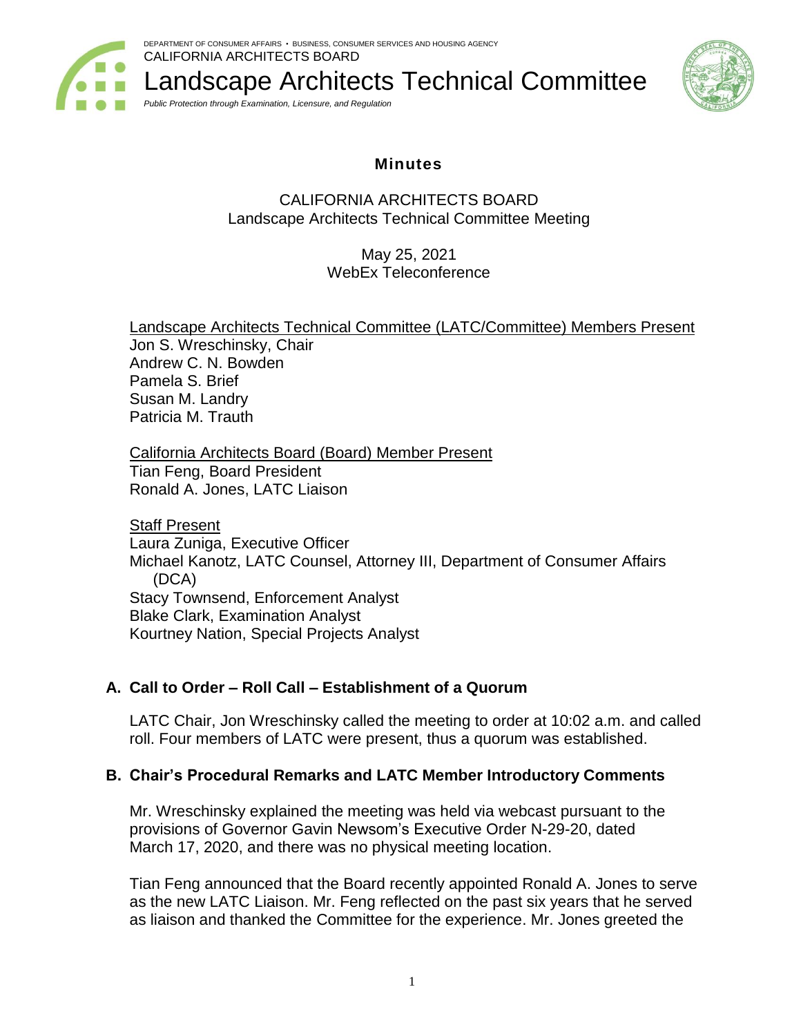DEPARTMENT OF CONSUMER AFFAIRS • BUSINESS, CONSUMER SERVICES AND HOUSING AGENCY
CALIFORNIA ARCHITECTS BOARD

# Landscape Architects Technical Committee

*Public Protection through Examination, Licensure, and Regulation*

## Minutes

CALIFORNIA ARCHITECTS BOARD
Landscape Architects Technical Committee Meeting

May 25, 2021
WebEx Teleconference

Landscape Architects Technical Committee (LATC/Committee) Members Present
Jon S. Wreschinsky, Chair
Andrew C. N. Bowden
Pamela S. Brief
Susan M. Landry
Patricia M. Trauth

California Architects Board (Board) Member Present
Tian Feng, Board President
Ronald A. Jones, LATC Liaison

Staff Present
Laura Zuniga, Executive Officer
Michael Kanotz, LATC Counsel, Attorney III, Department of Consumer Affairs (DCA)
Stacy Townsend, Enforcement Analyst
Blake Clark, Examination Analyst
Kourtney Nation, Special Projects Analyst

### A. Call to Order – Roll Call – Establishment of a Quorum

LATC Chair, Jon Wreschinsky called the meeting to order at 10:02 a.m. and called roll. Four members of LATC were present, thus a quorum was established.

### B. Chair's Procedural Remarks and LATC Member Introductory Comments

Mr. Wreschinsky explained the meeting was held via webcast pursuant to the provisions of Governor Gavin Newsom's Executive Order N-29-20, dated March 17, 2020, and there was no physical meeting location.

Tian Feng announced that the Board recently appointed Ronald A. Jones to serve as the new LATC Liaison. Mr. Feng reflected on the past six years that he served as liaison and thanked the Committee for the experience. Mr. Jones greeted the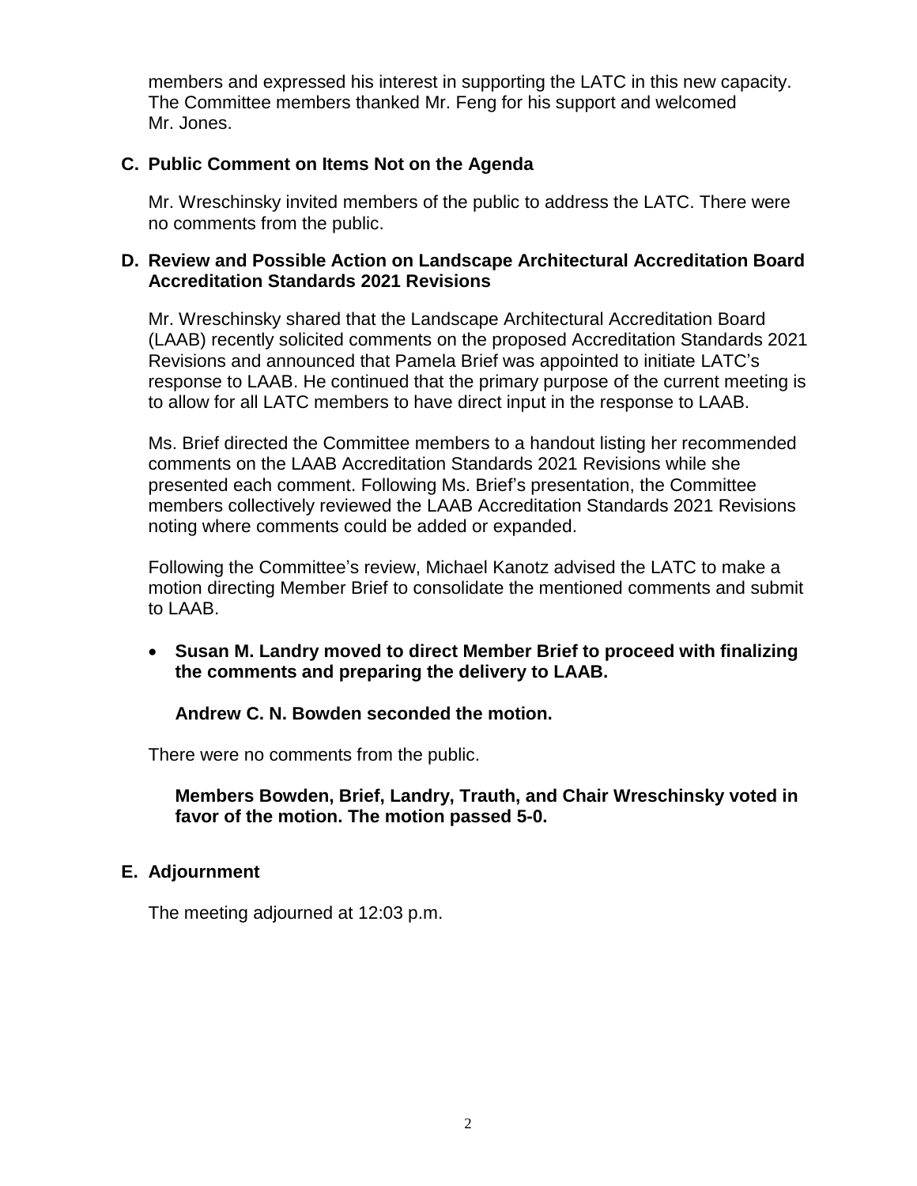members and expressed his interest in supporting the LATC in this new capacity. The Committee members thanked Mr. Feng for his support and welcomed Mr. Jones.

## C. Public Comment on Items Not on the Agenda

Mr. Wreschinsky invited members of the public to address the LATC. There were no comments from the public.

## D. Review and Possible Action on Landscape Architectural Accreditation Board Accreditation Standards 2021 Revisions

Mr. Wreschinsky shared that the Landscape Architectural Accreditation Board (LAAB) recently solicited comments on the proposed Accreditation Standards 2021 Revisions and announced that Pamela Brief was appointed to initiate LATC's response to LAAB. He continued that the primary purpose of the current meeting is to allow for all LATC members to have direct input in the response to LAAB.

Ms. Brief directed the Committee members to a handout listing her recommended comments on the LAAB Accreditation Standards 2021 Revisions while she presented each comment. Following Ms. Brief's presentation, the Committee members collectively reviewed the LAAB Accreditation Standards 2021 Revisions noting where comments could be added or expanded.

Following the Committee's review, Michael Kanotz advised the LATC to make a motion directing Member Brief to consolidate the mentioned comments and submit to LAAB.

- **Susan M. Landry moved to direct Member Brief to proceed with finalizing the comments and preparing the delivery to LAAB.**

  **Andrew C. N. Bowden seconded the motion.**

There were no comments from the public.

**Members Bowden, Brief, Landry, Trauth, and Chair Wreschinsky voted in favor of the motion. The motion passed 5-0.**

## E. Adjournment

The meeting adjourned at 12:03 p.m.